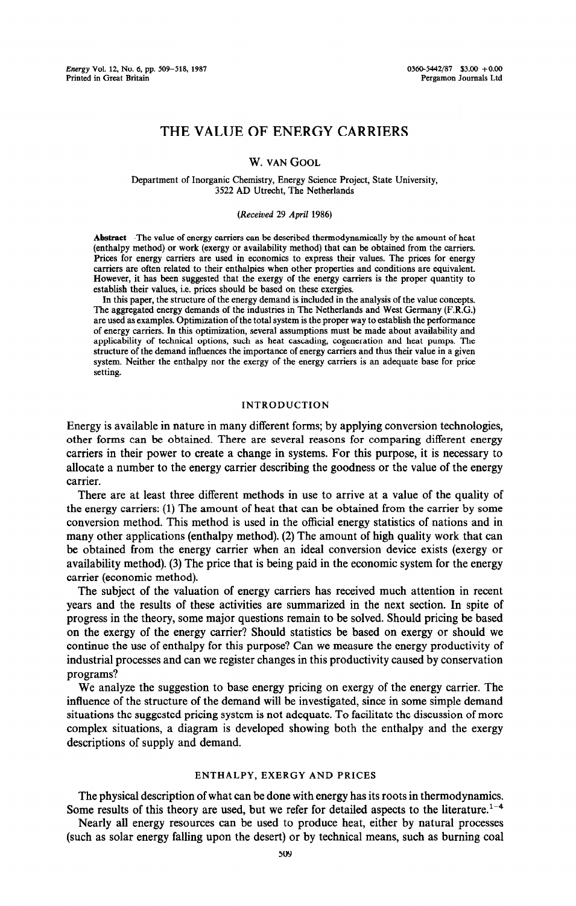# THE VALUE OF ENERGY CARRIERS

W. VAN GOOL

Department of Inorganic Chemistry, Energy Science Project, State University, 3522 AD Utrecht, The Netherlands

*(Received 29 April 1986)*

**Abstract** —The value of energy carriers can be described thermodynamically by the amount of heat (enthalpy method) or work (exergy or availability method) that can be obtained from the carriers. Prices for energy carriers are used in economics to express their values. The prices for energy carriers are often related to their enthalpies when other properties and conditions are equivalent. However, it has been suggested that the exergy of the energy carriers is the proper quantity to establish their values, i.e. prices should be based on these exergies.

In this paper, the structure of the energy demand is included in the analysis of the value concepts. The aggregated energy demands of the industries in The Netherlands and West Germany (F.R.G.) are used as examples. Optimization of the total system is the proper way to establish the performance of energy carriers. In this optimization, several assumptions must be made about availability and applicability of technical options, such as heat cascading, cogeneration and heat pumps. The structure of the demand influences the importance of energy carriers and thus their value in a given system. Neither the enthalpy nor the exergy of the energy carriers is an adequate base for price setting.

## INTRODUCTION

Energy is available in nature in many different forms; by applying conversion technologies, other forms can be obtained. There are several reasons for comparing different energy carriers in their power to create a change in systems. For this purpose, it is necessary to allocate a number to the energy carrier describing the goodness or the value of the energy carrier.

There are at least three different methods in use to arrive at a value of the quality of the energy carriers: (1) The amount of heat that can be obtained from the carrier by some conversion method. This method is used in the official energy statistics of nations and in many other applications (enthalpy method). (2) The amount of high quality work that can be obtained from the energy carrier when an ideal conversion device exists (exergy or availability method). (3) The price that is being paid in the economic system for the energy carrier (economic method).

The subject of the valuation of energy carriers has received much attention in recent years and the results of these activities are summarized in the next section. In spite of progress in the theory, some major questions remain to be solved. Should pricing be based on the exergy of the energy carrier? Should statistics be based on exergy or should we continue the use of enthalpy for this purpose? Can we measure the energy productivity of industrial processes and can we register changes in this productivity caused by conservation programs?

We analyze the suggestion to base energy pricing on exergy of the energy carrier. The influence of the structure of the demand will be investigated, since in some simple demand situations the suggested pricing system is not adequate. To facilitate the discussion of more complex situations, a diagram is developed showing both the enthalpy and the exergy descriptions of supply and demand.

## ENTHALPY, EXERGY AND PRICES

The physical description of what can be done with energy has its roots in thermodynamics. Some results of this theory are used, but we refer for detailed aspects to the literature.[1–4]

Nearly all energy resources can be used to produce heat, either by natural processes (such as solar energy falling upon the desert) or by technical means, such as burning coal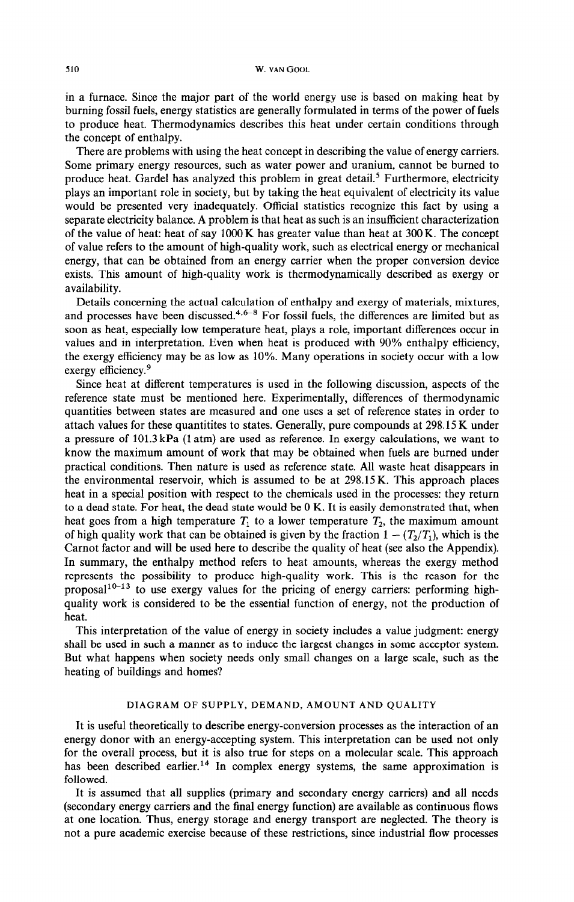in a furnace. Since the major part of the world energy use is based on making heat by burning fossil fuels, energy statistics are generally formulated in terms of the power of fuels to produce heat. Thermodynamics describes this heat under certain conditions through the concept of enthalpy.

There are problems with using the heat concept in describing the value of energy carriers. Some primary energy resources, such as water power and uranium, cannot be burned to produce heat. Gardel has analyzed this problem in great detail.[5] Furthermore, electricity plays an important role in society, but by taking the heat equivalent of electricity its value would be presented very inadequately. Official statistics recognize this fact by using a separate electricity balance. A problem is that heat as such is an insufficient characterization of the value of heat: heat of say 1000 K has greater value than heat at 300 K. The concept of value refers to the amount of high-quality work, such as electrical energy or mechanical energy, that can be obtained from an energy carrier when the proper conversion device exists. This amount of high-quality work is thermodynamically described as exergy or availability.

Details concerning the actual calculation of enthalpy and exergy of materials, mixtures, and processes have been discussed.[4,6–8] For fossil fuels, the differences are limited but as soon as heat, especially low temperature heat, plays a role, important differences occur in values and in interpretation. Even when heat is produced with 90% enthalpy efficiency, the exergy efficiency may be as low as 10%. Many operations in society occur with a low exergy efficiency.[9]

Since heat at different temperatures is used in the following discussion, aspects of the reference state must be mentioned here. Experimentally, differences of thermodynamic quantities between states are measured and one uses a set of reference states in order to attach values for these quantitites to states. Generally, pure compounds at 298.15 K under a pressure of 101.3 kPa (1 atm) are used as reference. In exergy calculations, we want to know the maximum amount of work that may be obtained when fuels are burned under practical conditions. Then nature is used as reference state. All waste heat disappears in the environmental reservoir, which is assumed to be at 298.15 K. This approach places heat in a special position with respect to the chemicals used in the processes: they return to a dead state. For heat, the dead state would be 0 K. It is easily demonstrated that, when heat goes from a high temperature $T_1$ to a lower temperature $T_2$, the maximum amount of high quality work that can be obtained is given by the fraction $1 - (T_2/T_1)$, which is the Carnot factor and will be used here to describe the quality of heat (see also the Appendix). In summary, the enthalpy method refers to heat amounts, whereas the exergy method represents the possibility to produce high-quality work. This is the reason for the proposal[10–13] to use exergy values for the pricing of energy carriers: performing high-quality work is considered to be the essential function of energy, not the production of heat.

This interpretation of the value of energy in society includes a value judgment: energy shall be used in such a manner as to induce the largest changes in some acceptor system. But what happens when society needs only small changes on a large scale, such as the heating of buildings and homes?

## DIAGRAM OF SUPPLY, DEMAND, AMOUNT AND QUALITY

It is useful theoretically to describe energy-conversion processes as the interaction of an energy donor with an energy-accepting system. This interpretation can be used not only for the overall process, but it is also true for steps on a molecular scale. This approach has been described earlier.[14] In complex energy systems, the same approximation is followed.

It is assumed that all supplies (primary and secondary energy carriers) and all needs (secondary energy carriers and the final energy function) are available as continuous flows at one location. Thus, energy storage and energy transport are neglected. The theory is not a pure academic exercise because of these restrictions, since industrial flow processes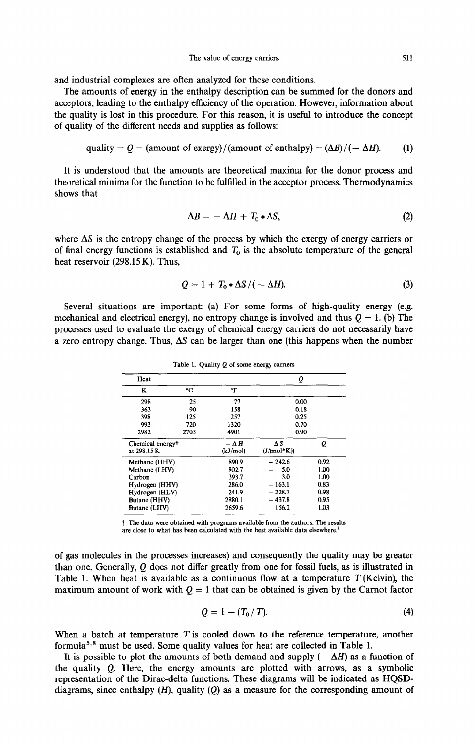and industrial complexes are often analyzed for these conditions.

The amounts of energy in the enthalpy description can be summed for the donors and acceptors, leading to the enthalpy efficiency of the operation. However, information about the quality is lost in this procedure. For this reason, it is useful to introduce the concept of quality of the different needs and supplies as follows:

$$\text{quality} = Q = (\text{amount of exergy})/(\text{amount of enthalpy}) = (\Delta B)/(-\Delta H). \tag{1}$$

It is understood that the amounts are theoretical maxima for the donor process and theoretical minima for the function to be fulfilled in the acceptor process. Thermodynamics shows that

$$\Delta B = -\Delta H + T_0 * \Delta S, \tag{2}$$

where $\Delta S$ is the entropy change of the process by which the exergy of energy carriers or of final energy functions is established and $T_0$ is the absolute temperature of the general heat reservoir (298.15 K). Thus,

$$Q = 1 + T_0 * \Delta S/(-\Delta H). \tag{3}$$

Several situations are important: (a) For some forms of high-quality energy (e.g. mechanical and electrical energy), no entropy change is involved and thus $Q = 1$. (b) The processes used to evaluate the exergy of chemical energy carriers do not necessarily have a zero entropy change. Thus, $\Delta S$ can be larger than one (this happens when the number

Table 1. Quality $Q$ of some energy carriers

| Heat | | | | Q |
|---|---|---|---|---|
| K | °C | °F | | |
| 298 | 25 | 77 | | 0.00 |
| 363 | 90 | 158 | | 0.18 |
| 398 | 125 | 257 | | 0.25 |
| 993 | 720 | 1320 | | 0.70 |
| 2982 | 2705 | 4901 | | 0.90 |
| Chemical energy† at 298.15 K | | $-\Delta H$ (kJ/mol) | $\Delta S$ (J/(mol*K)) | $Q$ |
| Methane (HHV) | | 890.9 | −242.6 | 0.92 |
| Methane (LHV) | | 802.7 | −5.0 | 1.00 |
| Carbon | | 393.7 | 3.0 | 1.00 |
| Hydrogen (HHV) | | 286.0 | −163.1 | 0.83 |
| Hydrogen (HLV) | | 241.9 | −228.7 | 0.98 |
| Butane (HHV) | | 2880.1 | −437.8 | 0.95 |
| Butane (LHV) | | 2659.6 | 156.2 | 1.03 |

† The data were obtained with programs available from the authors. The results are close to what has been calculated with the best available data elsewhere.[3]

of gas molecules in the processes increases) and consequently the quality may be greater than one. Generally, $Q$ does not differ greatly from one for fossil fuels, as is illustrated in Table 1. When heat is available as a continuous flow at a temperature $T$ (Kelvin), the maximum amount of work with $Q = 1$ that can be obtained is given by the Carnot factor

$$Q = 1 - (T_0/T). \tag{4}$$

When a batch at temperature $T$ is cooled down to the reference temperature, another formula[5,8] must be used. Some quality values for heat are collected in Table 1.

It is possible to plot the amounts of both demand and supply ($-\Delta H$) as a function of the quality $Q$. Here, the energy amounts are plotted with arrows, as a symbolic representation of the Dirac-delta functions. These diagrams will be indicated as HQSD-diagrams, since enthalpy ($H$), quality ($Q$) as a measure for the corresponding amount of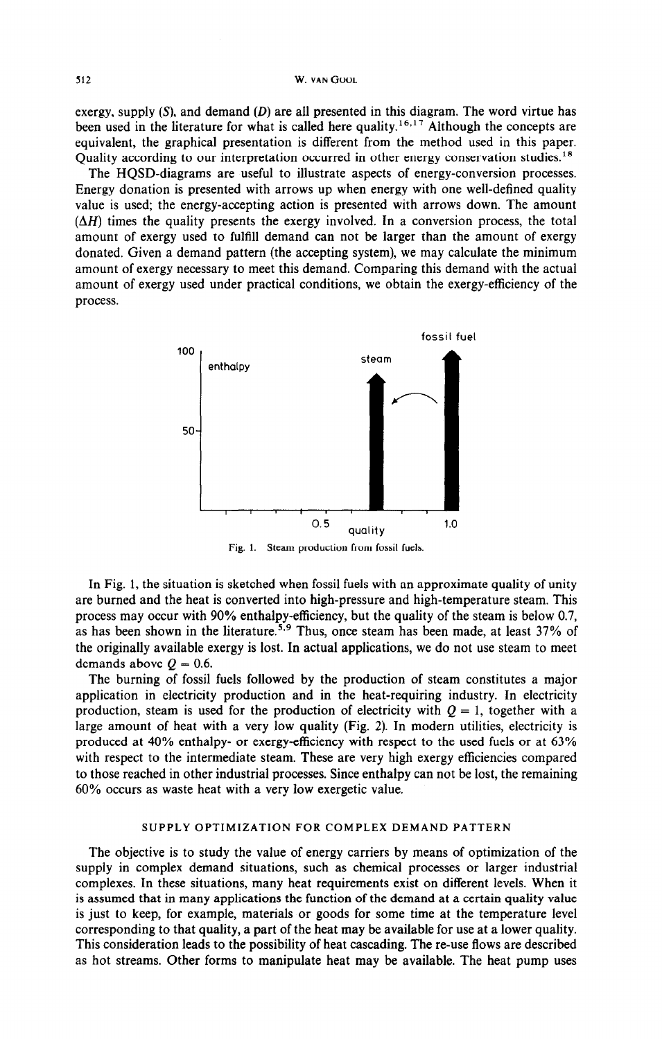exergy, supply (*S*), and demand (*D*) are all presented in this diagram. The word virtue has been used in the literature for what is called here quality.[16,17] Although the concepts are equivalent, the graphical presentation is different from the method used in this paper. Quality according to our interpretation occurred in other energy conservation studies.[18]

The HQSD-diagrams are useful to illustrate aspects of energy-conversion processes. Energy donation is presented with arrows up when energy with one well-defined quality value is used; the energy-accepting action is presented with arrows down. The amount ($\Delta H$) times the quality presents the exergy involved. In a conversion process, the total amount of exergy used to fulfill demand can not be larger than the amount of exergy donated. Given a demand pattern (the accepting system), we may calculate the minimum amount of exergy necessary to meet this demand. Comparing this demand with the actual amount of exergy used under practical conditions, we obtain the exergy-efficiency of the process.

Fig. 1. Steam production from fossil fuels.

In Fig. 1, the situation is sketched when fossil fuels with an approximate quality of unity are burned and the heat is converted into high-pressure and high-temperature steam. This process may occur with 90% enthalpy-efficiency, but the quality of the steam is below 0.7, as has been shown in the literature.[5,9] Thus, once steam has been made, at least 37% of the originally available exergy is lost. In actual applications, we do not use steam to meet demands above $Q = 0.6$.

The burning of fossil fuels followed by the production of steam constitutes a major application in electricity production and in the heat-requiring industry. In electricity production, steam is used for the production of electricity with $Q = 1$, together with a large amount of heat with a very low quality (Fig. 2). In modern utilities, electricity is produced at 40% enthalpy- or exergy-efficiency with respect to the used fuels or at 63% with respect to the intermediate steam. These are very high exergy efficiencies compared to those reached in other industrial processes. Since enthalpy can not be lost, the remaining 60% occurs as waste heat with a very low exergetic value.

## SUPPLY OPTIMIZATION FOR COMPLEX DEMAND PATTERN

The objective is to study the value of energy carriers by means of optimization of the supply in complex demand situations, such as chemical processes or larger industrial complexes. In these situations, many heat requirements exist on different levels. When it is assumed that in many applications the function of the demand at a certain quality value is just to keep, for example, materials or goods for some time at the temperature level corresponding to that quality, a part of the heat may be available for use at a lower quality. This consideration leads to the possibility of heat cascading. The re-use flows are described as hot streams. Other forms to manipulate heat may be available. The heat pump uses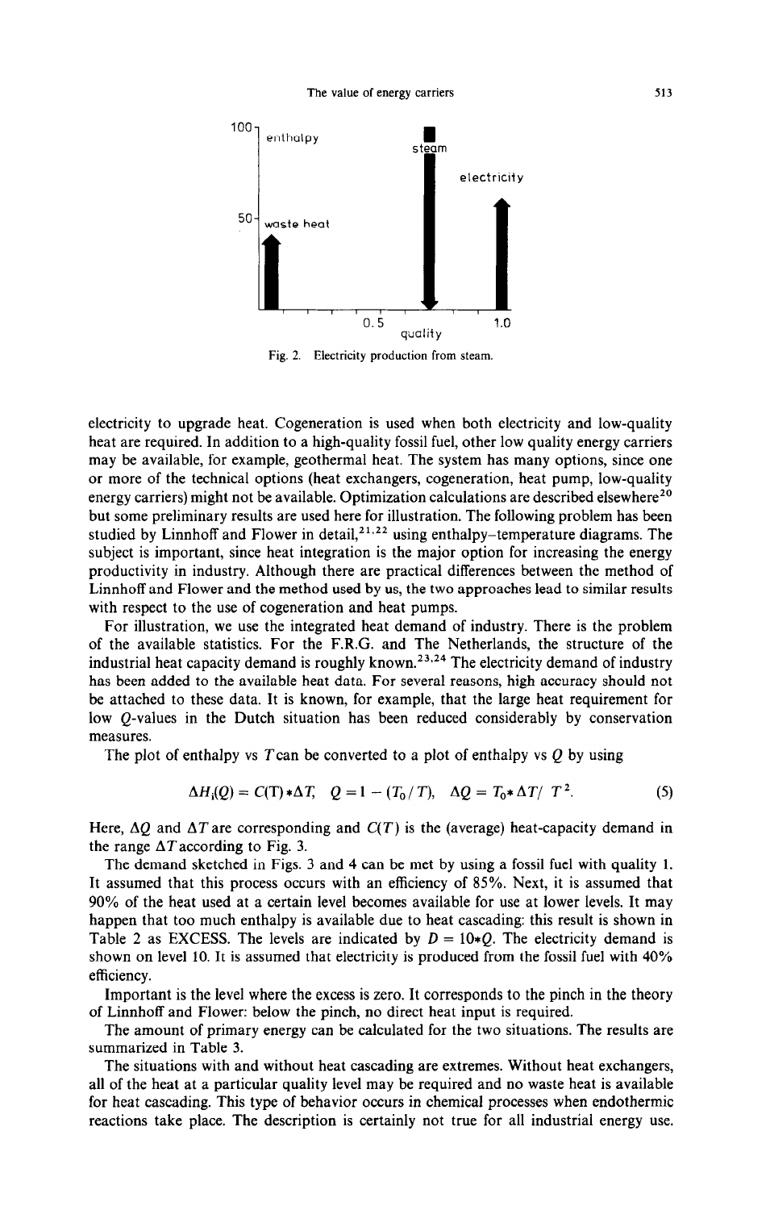Fig. 2. Electricity production from steam.

electricity to upgrade heat. Cogeneration is used when both electricity and low-quality heat are required. In addition to a high-quality fossil fuel, other low quality energy carriers may be available, for example, geothermal heat. The system has many options, since one or more of the technical options (heat exchangers, cogeneration, heat pump, low-quality energy carriers) might not be available. Optimization calculations are described elsewhere[20] but some preliminary results are used here for illustration. The following problem has been studied by Linnhoff and Flower in detail,[21,22] using enthalpy–temperature diagrams. The subject is important, since heat integration is the major option for increasing the energy productivity in industry. Although there are practical differences between the method of Linnhoff and Flower and the method used by us, the two approaches lead to similar results with respect to the use of cogeneration and heat pumps.

For illustration, we use the integrated heat demand of industry. There is the problem of the available statistics. For the F.R.G. and The Netherlands, the structure of the industrial heat capacity demand is roughly known.[23,24] The electricity demand of industry has been added to the available heat data. For several reasons, high accuracy should not be attached to these data. It is known, for example, that the large heat requirement for low $Q$-values in the Dutch situation has been reduced considerably by conservation measures.

The plot of enthalpy vs $T$ can be converted to a plot of enthalpy vs $Q$ by using

$$\Delta H_i(Q) = C(T) * \Delta T, \quad Q = 1 - (T_0/T), \quad \Delta Q = T_0 * \Delta T / \; T^2. \tag{5}$$

Here, $\Delta Q$ and $\Delta T$ are corresponding and $C(T)$ is the (average) heat-capacity demand in the range $\Delta T$ according to Fig. 3.

The demand sketched in Figs. 3 and 4 can be met by using a fossil fuel with quality 1. It assumed that this process occurs with an efficiency of 85%. Next, it is assumed that 90% of the heat used at a certain level becomes available for use at lower levels. It may happen that too much enthalpy is available due to heat cascading: this result is shown in Table 2 as EXCESS. The levels are indicated by $D = 10 * Q$. The electricity demand is shown on level 10. It is assumed that electricity is produced from the fossil fuel with 40% efficiency.

Important is the level where the excess is zero. It corresponds to the pinch in the theory of Linnhoff and Flower: below the pinch, no direct heat input is required.

The amount of primary energy can be calculated for the two situations. The results are summarized in Table 3.

The situations with and without heat cascading are extremes. Without heat exchangers, all of the heat at a particular quality level may be required and no waste heat is available for heat cascading. This type of behavior occurs in chemical processes when endothermic reactions take place. The description is certainly not true for all industrial energy use.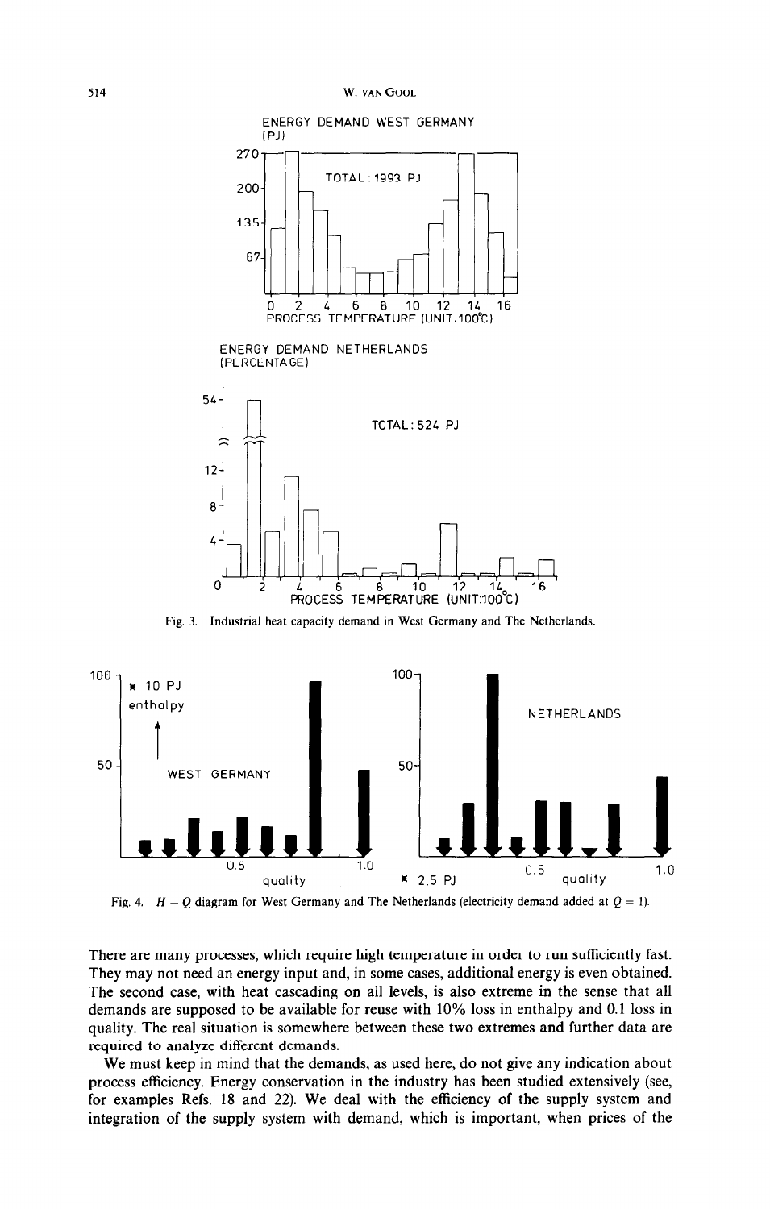Fig. 3. Industrial heat capacity demand in West Germany and The Netherlands.

Fig. 4. $H - Q$ diagram for West Germany and The Netherlands (electricity demand added at $Q = 1$).

There are many processes, which require high temperature in order to run sufficiently fast. They may not need an energy input and, in some cases, additional energy is even obtained. The second case, with heat cascading on all levels, is also extreme in the sense that all demands are supposed to be available for reuse with 10% loss in enthalpy and 0.1 loss in quality. The real situation is somewhere between these two extremes and further data are required to analyze different demands.

We must keep in mind that the demands, as used here, do not give any indication about process efficiency. Energy conservation in the industry has been studied extensively (see, for examples Refs. 18 and 22). We deal with the efficiency of the supply system and integration of the supply system with demand, which is important, when prices of the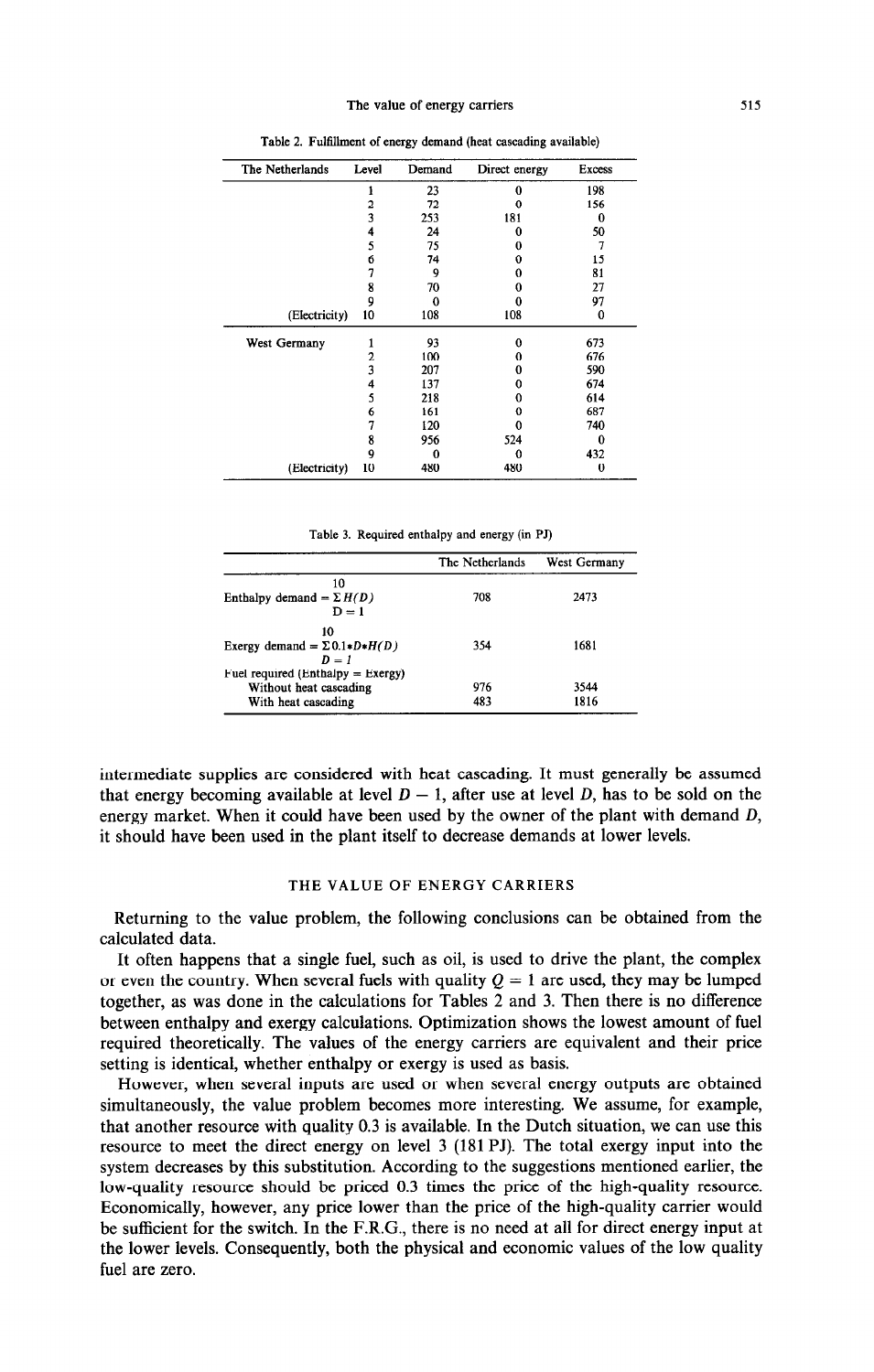Table 2. Fulfillment of energy demand (heat cascading available)

| The Netherlands | Level | Demand | Direct energy | Excess |
|---|---|---|---|---|
| | 1 | 23 | 0 | 198 |
| | 2 | 72 | 0 | 156 |
| | 3 | 253 | 181 | 0 |
| | 4 | 24 | 0 | 50 |
| | 5 | 75 | 0 | 7 |
| | 6 | 74 | 0 | 15 |
| | 7 | 9 | 0 | 81 |
| | 8 | 70 | 0 | 27 |
| | 9 | 0 | 0 | 97 |
| (Electricity) | 10 | 108 | 108 | 0 |
| West Germany | 1 | 93 | 0 | 673 |
| | 2 | 100 | 0 | 676 |
| | 3 | 207 | 0 | 590 |
| | 4 | 137 | 0 | 674 |
| | 5 | 218 | 0 | 614 |
| | 6 | 161 | 0 | 687 |
| | 7 | 120 | 0 | 740 |
| | 8 | 956 | 524 | 0 |
| | 9 | 0 | 0 | 432 |
| (Electricity) | 10 | 480 | 480 | 0 |

Table 3. Required enthalpy and energy (in PJ)

| | The Netherlands | West Germany |
|---|---|---|
| Enthalpy demand $= \sum_{D=1}^{10} H(D)$ | 708 | 2473 |
| Exergy demand $= \sum_{D=1}^{10} 0.1 * D * H(D)$ | 354 | 1681 |
| Fuel required (Enthalpy = Exergy) | | |
| Without heat cascading | 976 | 3544 |
| With heat cascading | 483 | 1816 |

intermediate supplies are considered with heat cascading. It must generally be assumed that energy becoming available at level $D - 1$, after use at level $D$, has to be sold on the energy market. When it could have been used by the owner of the plant with demand $D$, it should have been used in the plant itself to decrease demands at lower levels.

## THE VALUE OF ENERGY CARRIERS

Returning to the value problem, the following conclusions can be obtained from the calculated data.

It often happens that a single fuel, such as oil, is used to drive the plant, the complex or even the country. When several fuels with quality $Q = 1$ are used, they may be lumped together, as was done in the calculations for Tables 2 and 3. Then there is no difference between enthalpy and exergy calculations. Optimization shows the lowest amount of fuel required theoretically. The values of the energy carriers are equivalent and their price setting is identical, whether enthalpy or exergy is used as basis.

However, when several inputs are used or when several energy outputs are obtained simultaneously, the value problem becomes more interesting. We assume, for example, that another resource with quality 0.3 is available. In the Dutch situation, we can use this resource to meet the direct energy on level 3 (181 PJ). The total exergy input into the system decreases by this substitution. According to the suggestions mentioned earlier, the low-quality resource should be priced 0.3 times the price of the high-quality resource. Economically, however, any price lower than the price of the high-quality carrier would be sufficient for the switch. In the F.R.G., there is no need at all for direct energy input at the lower levels. Consequently, both the physical and economic values of the low quality fuel are zero.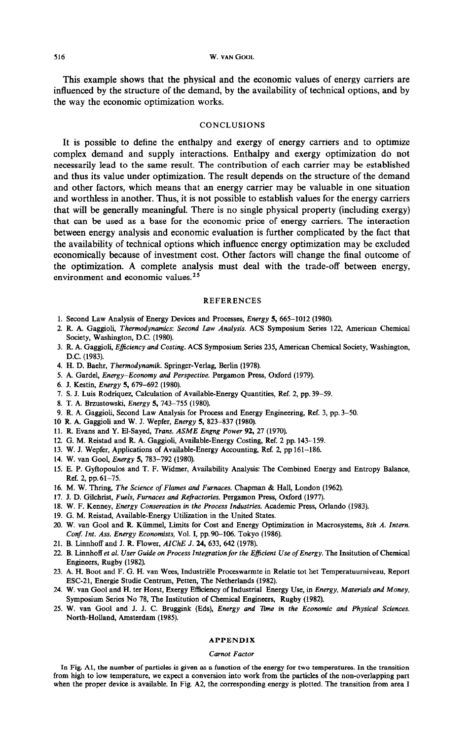This example shows that the physical and the economic values of energy carriers are influenced by the structure of the demand, by the availability of technical options, and by the way the economic optimization works.

## CONCLUSIONS

It is possible to define the enthalpy and exergy of energy carriers and to optimize complex demand and supply interactions. Enthalpy and exergy optimization do not necessarily lead to the same result. The contribution of each carrier may be established and thus its value under optimization. The result depends on the structure of the demand and other factors, which means that an energy carrier may be valuable in one situation and worthless in another. Thus, it is not possible to establish values for the energy carriers that will be generally meaningful. There is no single physical property (including exergy) that can be used as a base for the economic price of energy carriers. The interaction between energy analysis and economic evaluation is further complicated by the fact that the availability of technical options which influence energy optimization may be excluded economically because of investment cost. Other factors will change the final outcome of the optimization. A complete analysis must deal with the trade-off between energy, environment and economic values.[25]

## REFERENCES

1. Second Law Analysis of Energy Devices and Processes, *Energy* **5**, 665–1012 (1980).
2. R. A. Gaggioli, *Thermodynamics: Second Law Analysis.* ACS Symposium Series 122, American Chemical Society, Washington, D.C. (1980).
3. R. A. Gaggioli, *Efficiency and Costing.* ACS Symposium Series 235, American Chemical Society, Washington, D.C. (1983).
4. H. D. Baehr, *Thermodynamik.* Springer-Verlag, Berlin (1978).
5. A. Gardel, *Energy–Economy and Perspective.* Pergamon Press, Oxford (1979).
6. J. Kestin, *Energy* **5**, 679–692 (1980).
7. S. J. Luis Rodriquez, Calculation of Available-Energy Quantities, Ref. 2, pp. 39–59.
8. T. A. Brzustowski, *Energy* **5**, 743–755 (1980).
9. R. A. Gaggioli, Second Law Analysis for Process and Energy Engineering, Ref. 3, pp. 3–50.
10. R. A. Gaggioli and W. J. Wepfer, *Energy* **5**, 823–837 (1980).
11. R. Evans and Y. El-Sayed, *Trans. ASME Engng Power* **92**, 27 (1970).
12. G. M. Reistad and R. A. Gaggioli, Available-Energy Costing, Ref. 2 pp. 143–159.
13. W. J. Wepfer, Applications of Available-Energy Accounting, Ref. 2, pp 161–186.
14. W. van Gool, *Energy* **5**, 783–792 (1980).
15. E. P. Gyftopoulos and T. F. Widmer, Availability Analysis: The Combined Energy and Entropy Balance, Ref. 2, pp. 61–75.
16. M. W. Thring, *The Science of Flames and Furnaces.* Chapman & Hall, London (1962).
17. J. D. Gilchrist, *Fuels, Furnaces and Refractories.* Pergamon Press, Oxford (1977).
18. W. F. Kenney, *Energy Conservation in the Process Industries.* Academic Press, Orlando (1983).
19. G. M. Reistad, Available-Energy Utilization in the United States.
20. W. van Gool and R. Kümmel, Limits for Cost and Energy Optimization in Macrosystems, *8th A. Intern. Conf. Int. Ass. Energy Economists,* Vol. I, pp. 90–106. Tokyo (1986).
21. B. Linnhoff and J. R. Flower, *AIChE J.* **24**, 633, 642 (1978).
22. B. Linnhoff *et al. User Guide on Process Integration for the Efficient Use of Energy.* The Insitution of Chemical Engineers, Rugby (1982).
23. A. H. Boot and F. G. H. van Wees, Industriële Proceswarmte in Relatie tot het Temperatuurniveau, Report ESC-21, Energie Studie Centrum, Petten, The Netherlands (1982).
24. W. van Gool and H. ter Horst, Exergy Efficiency of Industrial Energy Use, in *Energy, Materials and Money,* Symposium Series No 78, The Institution of Chemical Engineers, Rugby (1982).
25. W. van Gool and J. J. C. Bruggink (Eds), *Energy and Time in the Economic and Physical Sciences.* North-Holland, Amsterdam (1985).

## APPENDIX

### *Carnot Factor*

In Fig. A1, the number of particles is given as a function of the energy for two temperatures. In the transition from high to low temperature, we expect a conversion into work from the particles of the non-overlapping part when the proper device is available. In Fig. A2, the corresponding energy is plotted. The transition from area I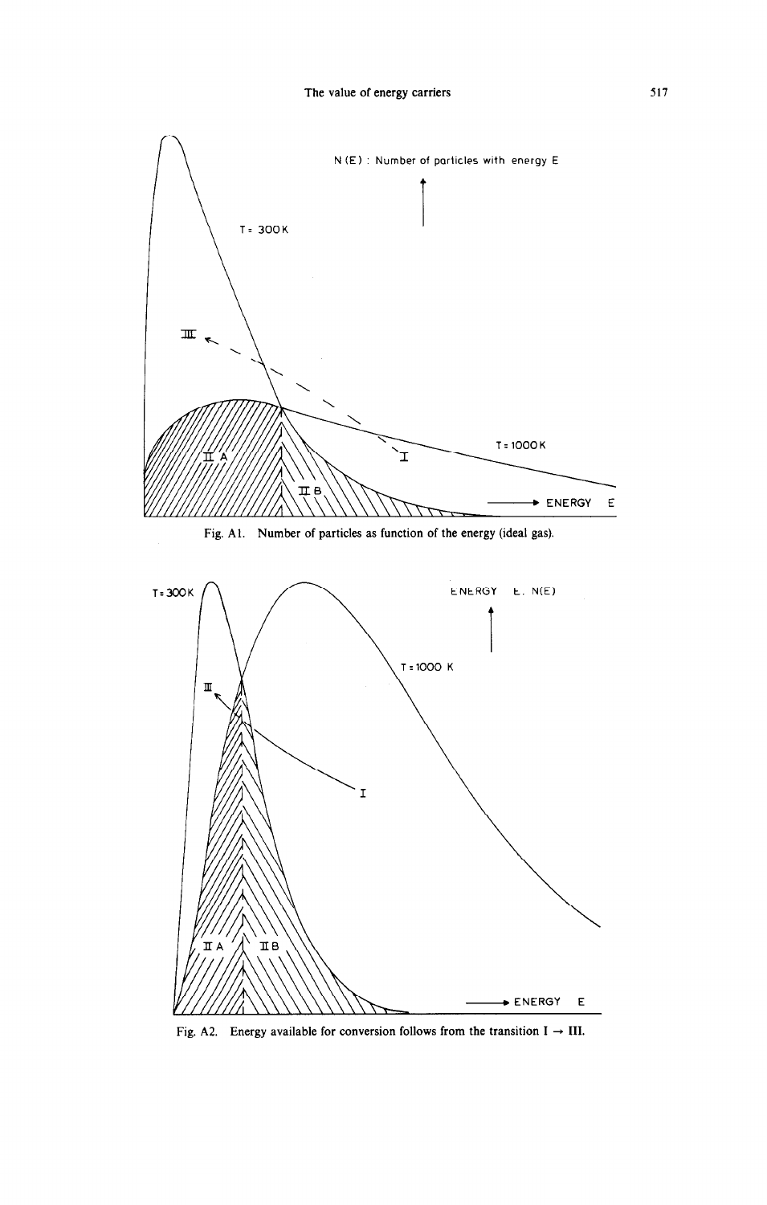Fig. A1. Number of particles as function of the energy (ideal gas).

Fig. A2. Energy available for conversion follows from the transition I → III.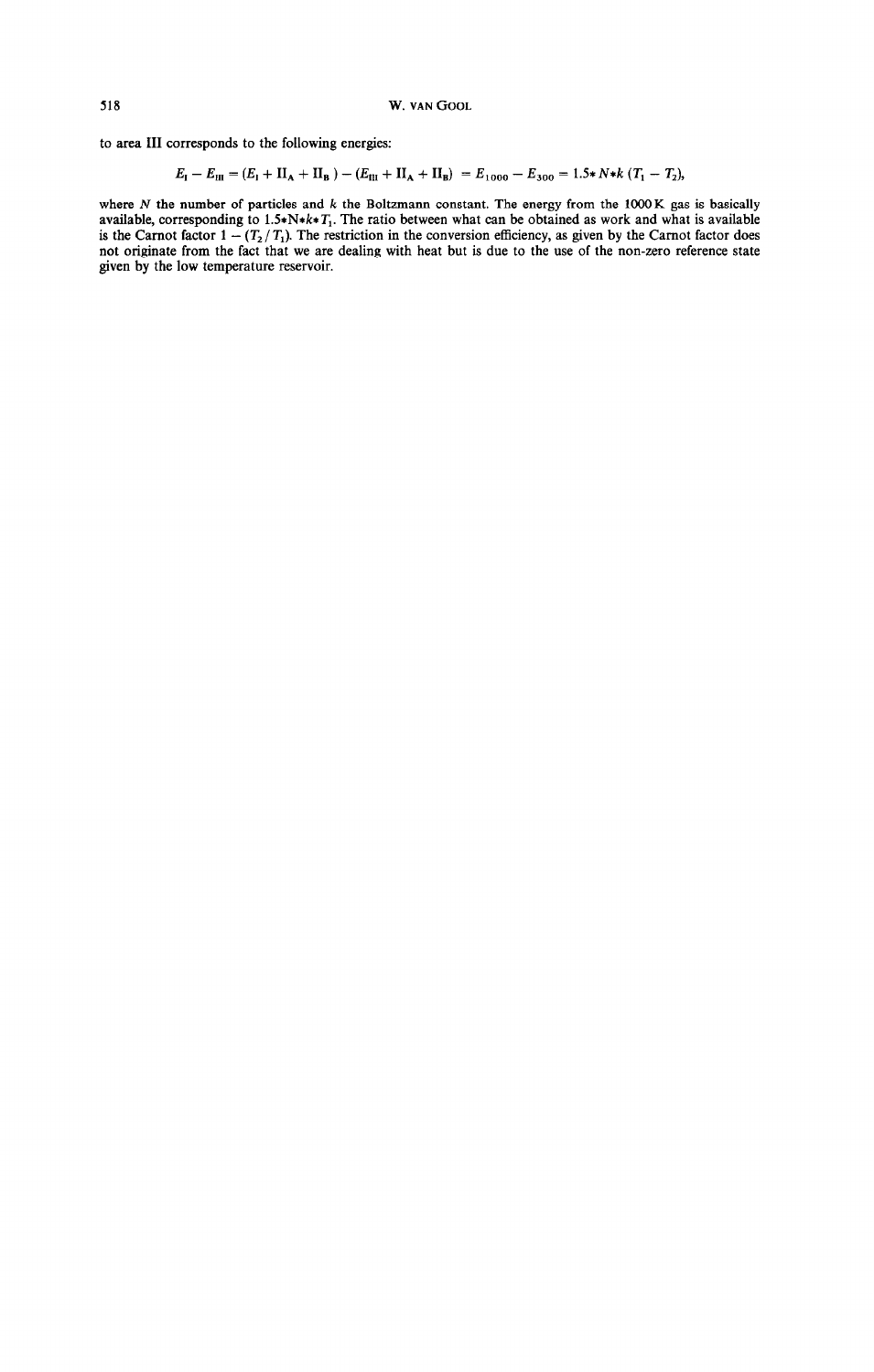to area III corresponds to the following energies:

$$E_{\rm I} - E_{\rm III} = (E_{\rm I} + {\rm II_A} + {\rm II_B}) - (E_{\rm III} + {\rm II_A} + {\rm II_B}) = E_{1000} - E_{300} = 1.5 * N * k\,(T_1 - T_2),$$

where $N$ the number of particles and $k$ the Boltzmann constant. The energy from the 1000 K gas is basically available, corresponding to $1.5 * N * k * T_1$. The ratio between what can be obtained as work and what is available is the Carnot factor $1 - (T_2 / T_1)$. The restriction in the conversion efficiency, as given by the Carnot factor does not originate from the fact that we are dealing with heat but is due to the use of the non-zero reference state given by the low temperature reservoir.